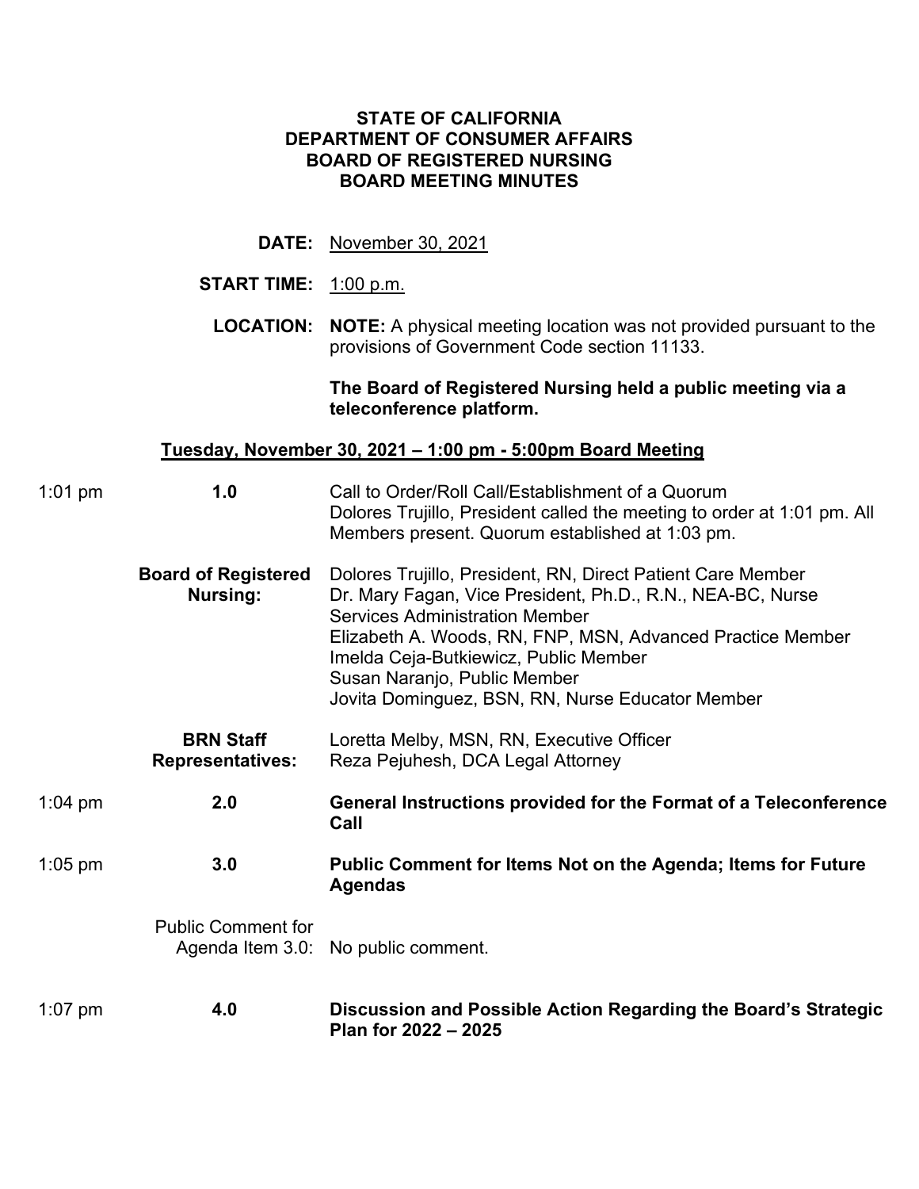**STATE OF CALIFORNIA**
**DEPARTMENT OF CONSUMER AFFAIRS**
**BOARD OF REGISTERED NURSING**
**BOARD MEETING MINUTES**

**DATE:** November 30, 2021

**START TIME:** 1:00 p.m.

**LOCATION:** **NOTE:** A physical meeting location was not provided pursuant to the provisions of Government Code section 11133.

**The Board of Registered Nursing held a public meeting via a teleconference platform.**

**Tuesday, November 30, 2021 – 1:00 pm - 5:00pm Board Meeting**

1:01 pm **1.0** Call to Order/Roll Call/Establishment of a Quorum
Dolores Trujillo, President called the meeting to order at 1:01 pm. All Members present. Quorum established at 1:03 pm.

**Board of Registered Nursing:**
Dolores Trujillo, President, RN, Direct Patient Care Member
Dr. Mary Fagan, Vice President, Ph.D., R.N., NEA-BC, Nurse Services Administration Member
Elizabeth A. Woods, RN, FNP, MSN, Advanced Practice Member
Imelda Ceja-Butkiewicz, Public Member
Susan Naranjo, Public Member
Jovita Dominguez, BSN, RN, Nurse Educator Member

**BRN Staff Representatives:**
Loretta Melby, MSN, RN, Executive Officer
Reza Pejuhesh, DCA Legal Attorney

1:04 pm **2.0** **General Instructions provided for the Format of a Teleconference Call**

1:05 pm **3.0** **Public Comment for Items Not on the Agenda; Items for Future Agendas**

Public Comment for Agenda Item 3.0: No public comment.

1:07 pm **4.0** **Discussion and Possible Action Regarding the Board's Strategic Plan for 2022 – 2025**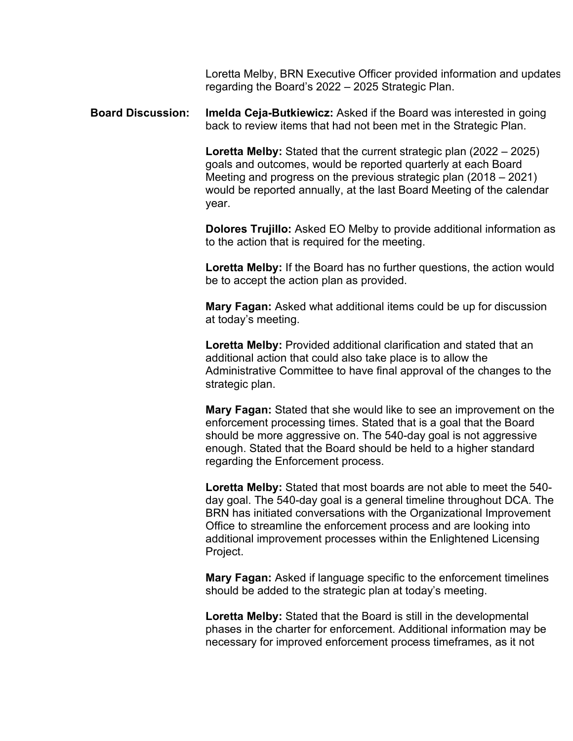Loretta Melby, BRN Executive Officer provided information and updates regarding the Board's 2022 – 2025 Strategic Plan.

**Board Discussion:** **Imelda Ceja-Butkiewicz:** Asked if the Board was interested in going back to review items that had not been met in the Strategic Plan.

**Loretta Melby:** Stated that the current strategic plan (2022 – 2025) goals and outcomes, would be reported quarterly at each Board Meeting and progress on the previous strategic plan (2018 – 2021) would be reported annually, at the last Board Meeting of the calendar year.

**Dolores Trujillo:** Asked EO Melby to provide additional information as to the action that is required for the meeting.

**Loretta Melby:** If the Board has no further questions, the action would be to accept the action plan as provided.

**Mary Fagan:** Asked what additional items could be up for discussion at today's meeting.

**Loretta Melby:** Provided additional clarification and stated that an additional action that could also take place is to allow the Administrative Committee to have final approval of the changes to the strategic plan.

**Mary Fagan:** Stated that she would like to see an improvement on the enforcement processing times. Stated that is a goal that the Board should be more aggressive on. The 540-day goal is not aggressive enough. Stated that the Board should be held to a higher standard regarding the Enforcement process.

**Loretta Melby:** Stated that most boards are not able to meet the 540-day goal. The 540-day goal is a general timeline throughout DCA. The BRN has initiated conversations with the Organizational Improvement Office to streamline the enforcement process and are looking into additional improvement processes within the Enlightened Licensing Project.

**Mary Fagan:** Asked if language specific to the enforcement timelines should be added to the strategic plan at today's meeting.

**Loretta Melby:** Stated that the Board is still in the developmental phases in the charter for enforcement. Additional information may be necessary for improved enforcement process timeframes, as it not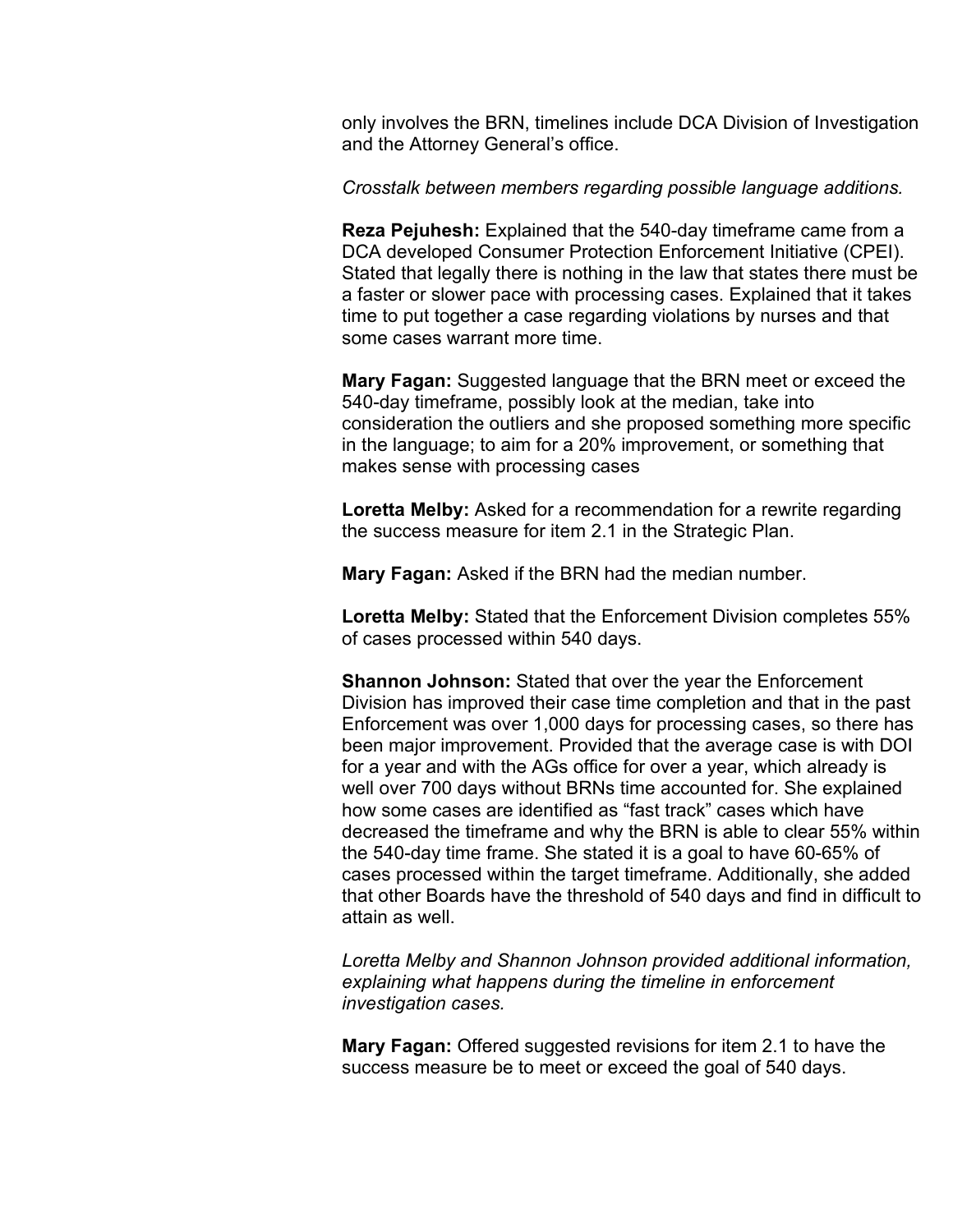only involves the BRN, timelines include DCA Division of Investigation and the Attorney General's office.

*Crosstalk between members regarding possible language additions.*

**Reza Pejuhesh:** Explained that the 540-day timeframe came from a DCA developed Consumer Protection Enforcement Initiative (CPEI). Stated that legally there is nothing in the law that states there must be a faster or slower pace with processing cases. Explained that it takes time to put together a case regarding violations by nurses and that some cases warrant more time.

**Mary Fagan:** Suggested language that the BRN meet or exceed the 540-day timeframe, possibly look at the median, take into consideration the outliers and she proposed something more specific in the language; to aim for a 20% improvement, or something that makes sense with processing cases

**Loretta Melby:** Asked for a recommendation for a rewrite regarding the success measure for item 2.1 in the Strategic Plan.

**Mary Fagan:** Asked if the BRN had the median number.

**Loretta Melby:** Stated that the Enforcement Division completes 55% of cases processed within 540 days.

**Shannon Johnson:** Stated that over the year the Enforcement Division has improved their case time completion and that in the past Enforcement was over 1,000 days for processing cases, so there has been major improvement. Provided that the average case is with DOI for a year and with the AGs office for over a year, which already is well over 700 days without BRNs time accounted for. She explained how some cases are identified as "fast track" cases which have decreased the timeframe and why the BRN is able to clear 55% within the 540-day time frame. She stated it is a goal to have 60-65% of cases processed within the target timeframe. Additionally, she added that other Boards have the threshold of 540 days and find in difficult to attain as well.

*Loretta Melby and Shannon Johnson provided additional information, explaining what happens during the timeline in enforcement investigation cases.*

**Mary Fagan:** Offered suggested revisions for item 2.1 to have the success measure be to meet or exceed the goal of 540 days.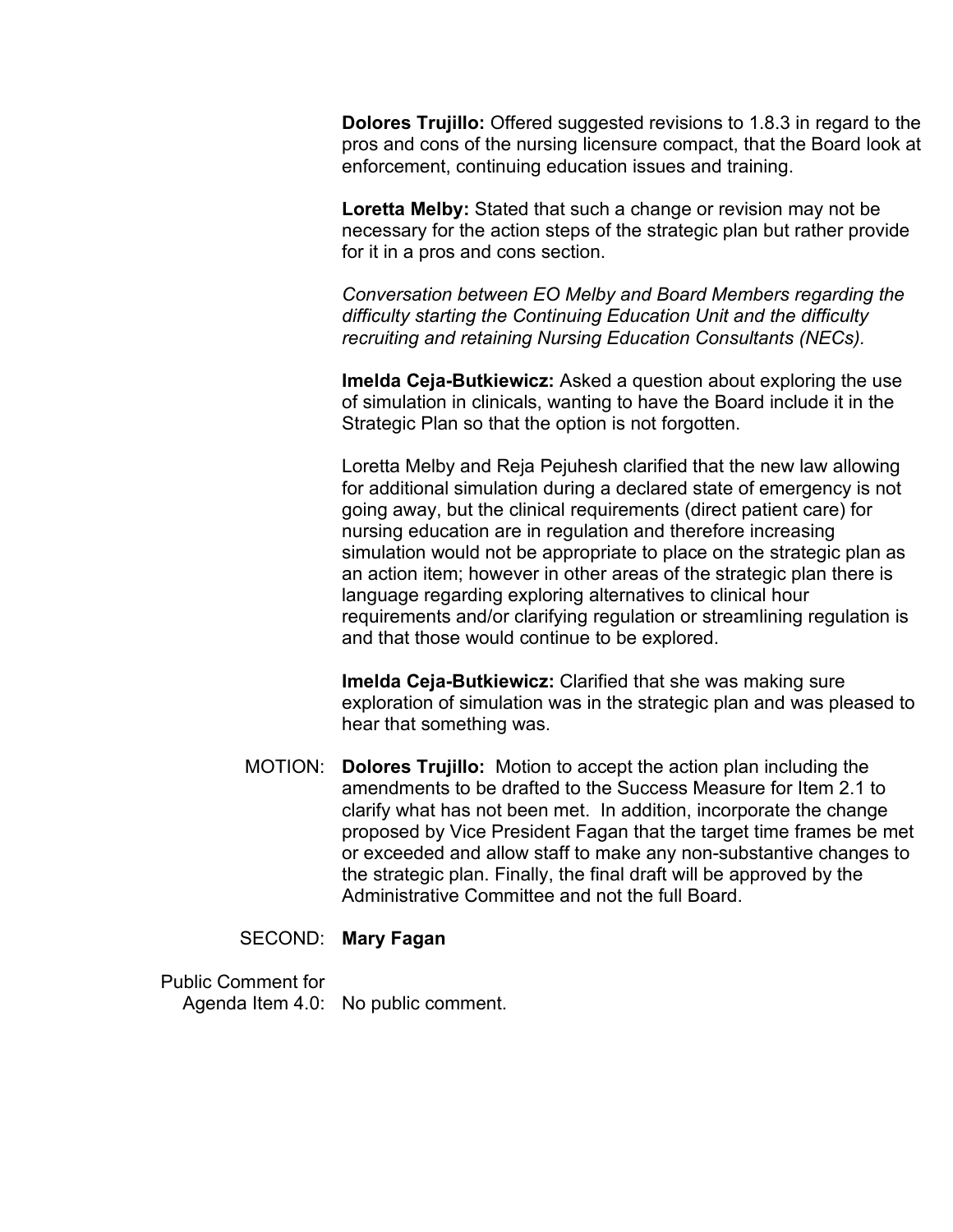**Dolores Trujillo:** Offered suggested revisions to 1.8.3 in regard to the pros and cons of the nursing licensure compact, that the Board look at enforcement, continuing education issues and training.

**Loretta Melby:** Stated that such a change or revision may not be necessary for the action steps of the strategic plan but rather provide for it in a pros and cons section.

*Conversation between EO Melby and Board Members regarding the difficulty starting the Continuing Education Unit and the difficulty recruiting and retaining Nursing Education Consultants (NECs).*

**Imelda Ceja-Butkiewicz:** Asked a question about exploring the use of simulation in clinicals, wanting to have the Board include it in the Strategic Plan so that the option is not forgotten.

Loretta Melby and Reja Pejuhesh clarified that the new law allowing for additional simulation during a declared state of emergency is not going away, but the clinical requirements (direct patient care) for nursing education are in regulation and therefore increasing simulation would not be appropriate to place on the strategic plan as an action item; however in other areas of the strategic plan there is language regarding exploring alternatives to clinical hour requirements and/or clarifying regulation or streamlining regulation is and that those would continue to be explored.

**Imelda Ceja-Butkiewicz:** Clarified that she was making sure exploration of simulation was in the strategic plan and was pleased to hear that something was.

MOTION: **Dolores Trujillo:** Motion to accept the action plan including the amendments to be drafted to the Success Measure for Item 2.1 to clarify what has not been met. In addition, incorporate the change proposed by Vice President Fagan that the target time frames be met or exceeded and allow staff to make any non-substantive changes to the strategic plan. Finally, the final draft will be approved by the Administrative Committee and not the full Board.

SECOND: **Mary Fagan**

Public Comment for Agenda Item 4.0: No public comment.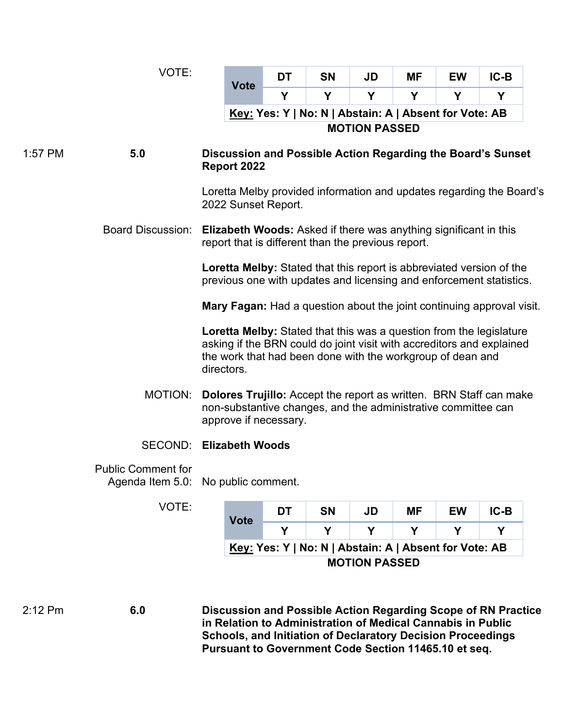VOTE:

| Vote | DT | SN | JD | MF | EW | IC-B |
|---|---|---|---|---|---|---|
| | Y | Y | Y | Y | Y | Y |

**Key:** Yes: Y | No: N | Abstain: A | Absent for Vote: AB

**MOTION PASSED**

1:57 PM **5.0** **Discussion and Possible Action Regarding the Board's Sunset Report 2022**

Loretta Melby provided information and updates regarding the Board's 2022 Sunset Report.

Board Discussion: **Elizabeth Woods:** Asked if there was anything significant in this report that is different than the previous report.

**Loretta Melby:** Stated that this report is abbreviated version of the previous one with updates and licensing and enforcement statistics.

**Mary Fagan:** Had a question about the joint continuing approval visit.

**Loretta Melby:** Stated that this was a question from the legislature asking if the BRN could do joint visit with accreditors and explained the work that had been done with the workgroup of dean and directors.

MOTION: **Dolores Trujillo:** Accept the report as written. BRN Staff can make non-substantive changes, and the administrative committee can approve if necessary.

SECOND: **Elizabeth Woods**

Public Comment for Agenda Item 5.0: No public comment.

VOTE:

| Vote | DT | SN | JD | MF | EW | IC-B |
|---|---|---|---|---|---|---|
| | Y | Y | Y | Y | Y | Y |

**Key:** Yes: Y | No: N | Abstain: A | Absent for Vote: AB

**MOTION PASSED**

2:12 Pm **6.0** **Discussion and Possible Action Regarding Scope of RN Practice in Relation to Administration of Medical Cannabis in Public Schools, and Initiation of Declaratory Decision Proceedings Pursuant to Government Code Section 11465.10 et seq.**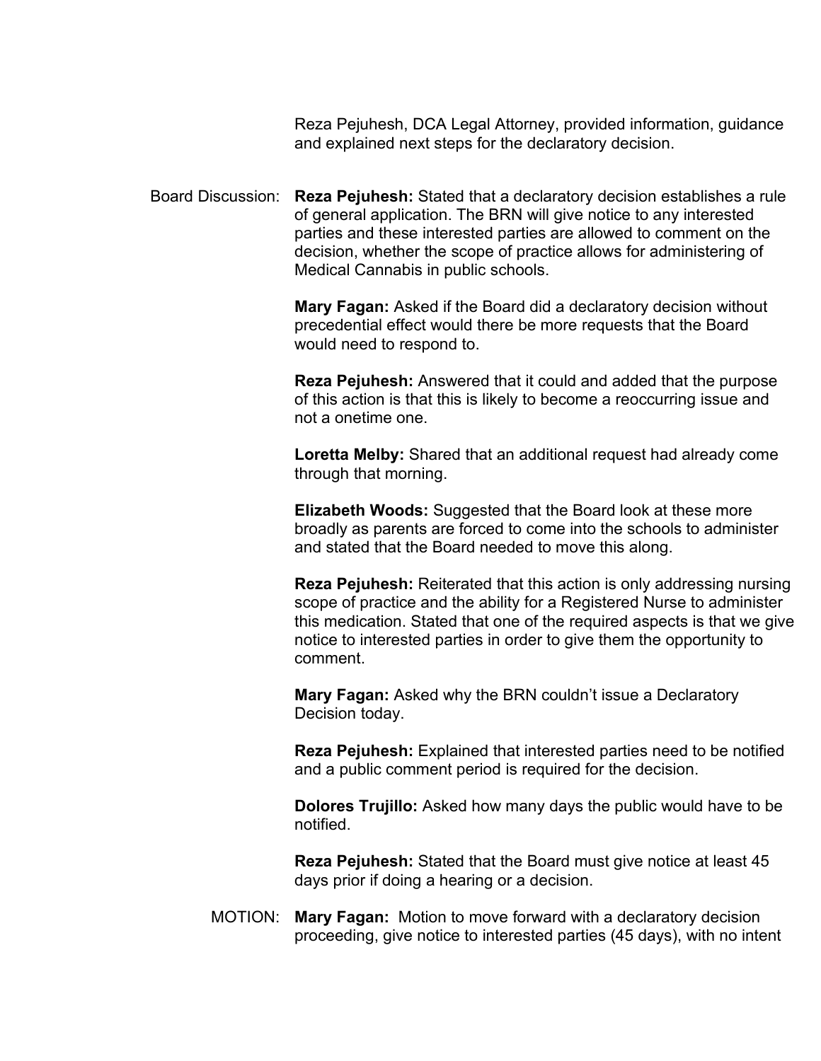Reza Pejuhesh, DCA Legal Attorney, provided information, guidance and explained next steps for the declaratory decision.

Board Discussion: **Reza Pejuhesh:** Stated that a declaratory decision establishes a rule of general application. The BRN will give notice to any interested parties and these interested parties are allowed to comment on the decision, whether the scope of practice allows for administering of Medical Cannabis in public schools.

**Mary Fagan:** Asked if the Board did a declaratory decision without precedential effect would there be more requests that the Board would need to respond to.

**Reza Pejuhesh:** Answered that it could and added that the purpose of this action is that this is likely to become a reoccurring issue and not a onetime one.

**Loretta Melby:** Shared that an additional request had already come through that morning.

**Elizabeth Woods:** Suggested that the Board look at these more broadly as parents are forced to come into the schools to administer and stated that the Board needed to move this along.

**Reza Pejuhesh:** Reiterated that this action is only addressing nursing scope of practice and the ability for a Registered Nurse to administer this medication. Stated that one of the required aspects is that we give notice to interested parties in order to give them the opportunity to comment.

**Mary Fagan:** Asked why the BRN couldn't issue a Declaratory Decision today.

**Reza Pejuhesh:** Explained that interested parties need to be notified and a public comment period is required for the decision.

**Dolores Trujillo:** Asked how many days the public would have to be notified.

**Reza Pejuhesh:** Stated that the Board must give notice at least 45 days prior if doing a hearing or a decision.

MOTION: **Mary Fagan:** Motion to move forward with a declaratory decision proceeding, give notice to interested parties (45 days), with no intent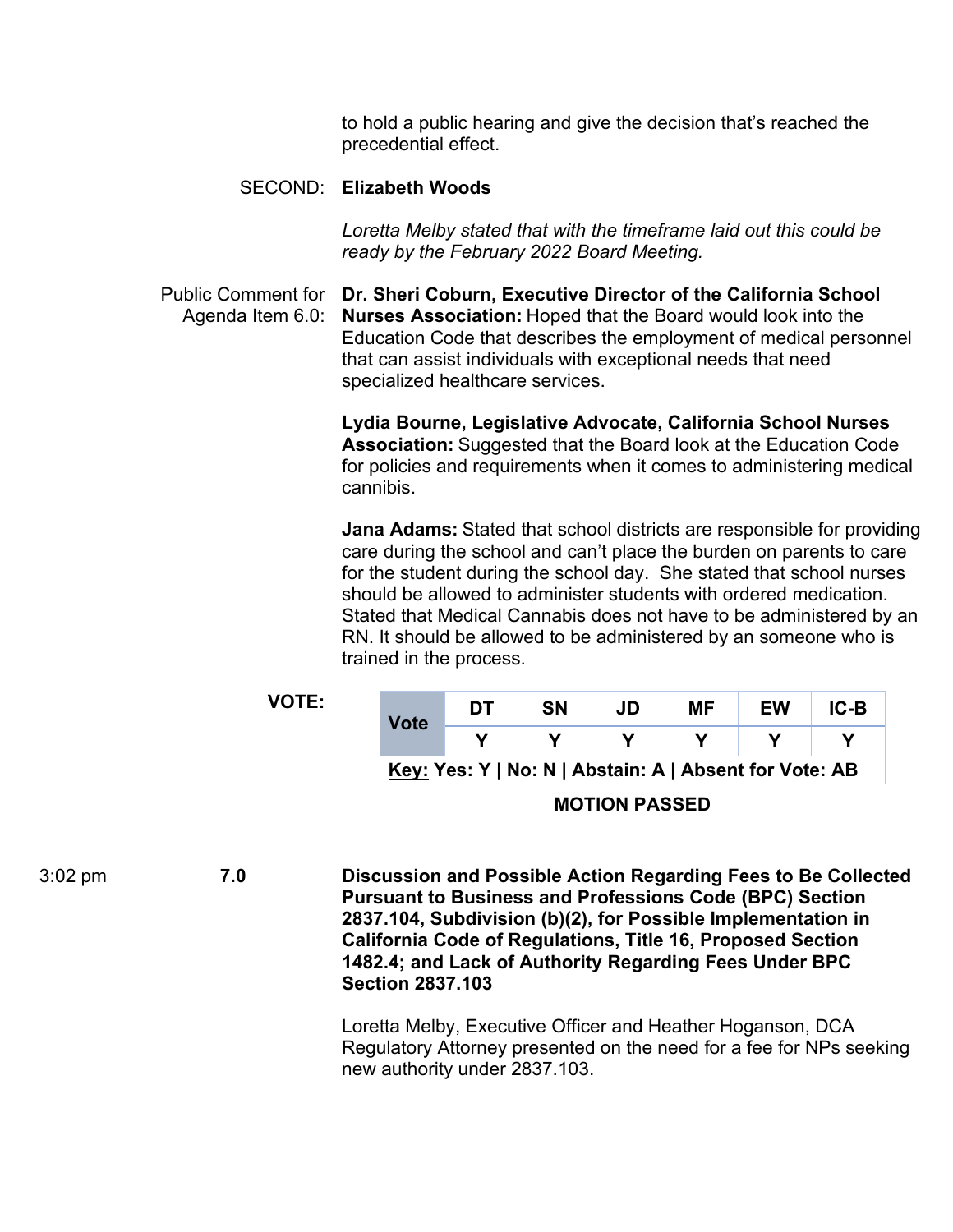to hold a public hearing and give the decision that's reached the precedential effect.

SECOND: **Elizabeth Woods**

*Loretta Melby stated that with the timeframe laid out this could be ready by the February 2022 Board Meeting.*

Public Comment for Agenda Item 6.0: **Dr. Sheri Coburn, Executive Director of the California School Nurses Association:** Hoped that the Board would look into the Education Code that describes the employment of medical personnel that can assist individuals with exceptional needs that need specialized healthcare services.

**Lydia Bourne, Legislative Advocate, California School Nurses Association:** Suggested that the Board look at the Education Code for policies and requirements when it comes to administering medical cannibis.

**Jana Adams:** Stated that school districts are responsible for providing care during the school and can't place the burden on parents to care for the student during the school day. She stated that school nurses should be allowed to administer students with ordered medication. Stated that Medical Cannabis does not have to be administered by an RN. It should be allowed to be administered by an someone who is trained in the process.

**VOTE:**

| Vote | DT | SN | JD | MF | EW | IC-B |
|---|---|---|---|---|---|---|
| | Y | Y | Y | Y | Y | Y |

**Key: Yes: Y | No: N | Abstain: A | Absent for Vote: AB**

**MOTION PASSED**

3:02 pm **7.0** **Discussion and Possible Action Regarding Fees to Be Collected Pursuant to Business and Professions Code (BPC) Section 2837.104, Subdivision (b)(2), for Possible Implementation in California Code of Regulations, Title 16, Proposed Section 1482.4; and Lack of Authority Regarding Fees Under BPC Section 2837.103**

Loretta Melby, Executive Officer and Heather Hoganson, DCA Regulatory Attorney presented on the need for a fee for NPs seeking new authority under 2837.103.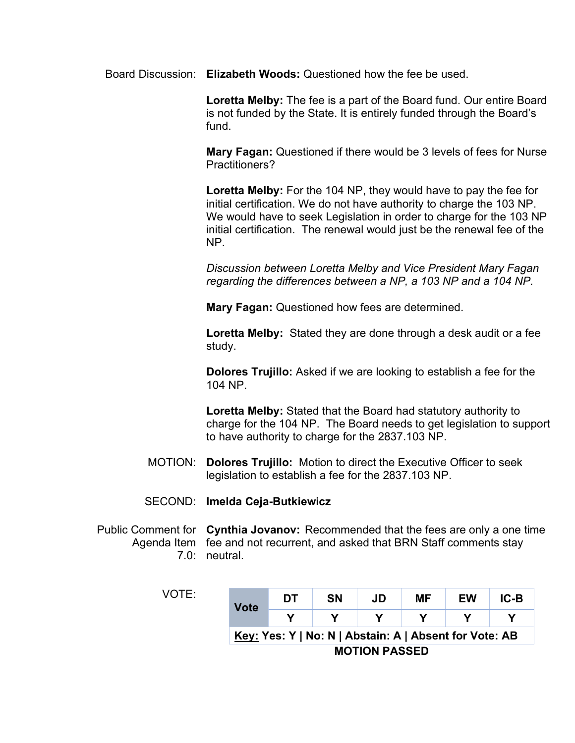Board Discussion: **Elizabeth Woods:** Questioned how the fee be used.

**Loretta Melby:** The fee is a part of the Board fund. Our entire Board is not funded by the State. It is entirely funded through the Board's fund.

**Mary Fagan:** Questioned if there would be 3 levels of fees for Nurse Practitioners?

**Loretta Melby:** For the 104 NP, they would have to pay the fee for initial certification. We do not have authority to charge the 103 NP. We would have to seek Legislation in order to charge for the 103 NP initial certification. The renewal would just be the renewal fee of the NP.

*Discussion between Loretta Melby and Vice President Mary Fagan regarding the differences between a NP, a 103 NP and a 104 NP.*

**Mary Fagan:** Questioned how fees are determined.

**Loretta Melby:** Stated they are done through a desk audit or a fee study.

**Dolores Trujillo:** Asked if we are looking to establish a fee for the 104 NP.

**Loretta Melby:** Stated that the Board had statutory authority to charge for the 104 NP. The Board needs to get legislation to support to have authority to charge for the 2837.103 NP.

MOTION: **Dolores Trujillo:** Motion to direct the Executive Officer to seek legislation to establish a fee for the 2837.103 NP.

SECOND: **Imelda Ceja-Butkiewicz**

Public Comment for Agenda Item 7.0: **Cynthia Jovanov:** Recommended that the fees are only a one time fee and not recurrent, and asked that BRN Staff comments stay neutral.

VOTE:

| Vote | DT | SN | JD | MF | EW | IC-B |
|---|---|---|---|---|---|---|
| | Y | Y | Y | Y | Y | Y |

**Key: Yes: Y | No: N | Abstain: A | Absent for Vote: AB**

**MOTION PASSED**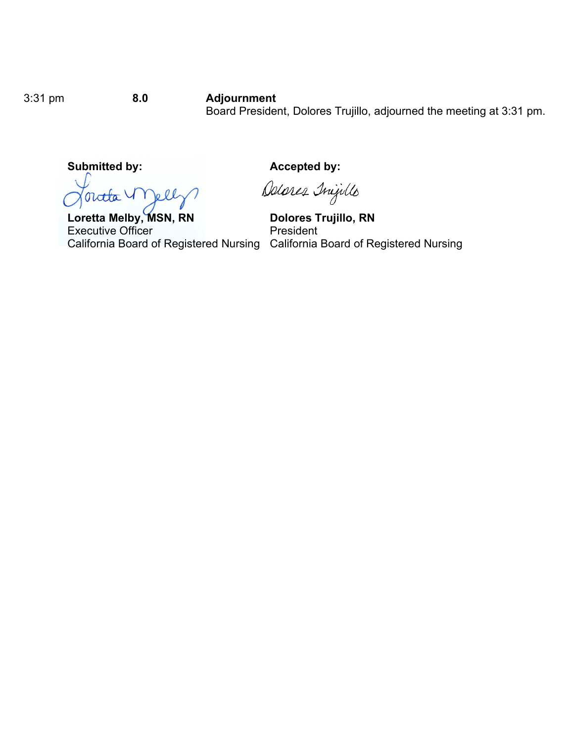| | | |
|---|---|---|
| 3:31 pm | **8.0** | **Adjournment**<br>Board President, Dolores Trujillo, adjourned the meeting at 3:31 pm. |

**Submitted by:**

**Loretta Melby, MSN, RN**
Executive Officer
California Board of Registered Nursing

**Accepted by:**

**Dolores Trujillo, RN**
President
California Board of Registered Nursing